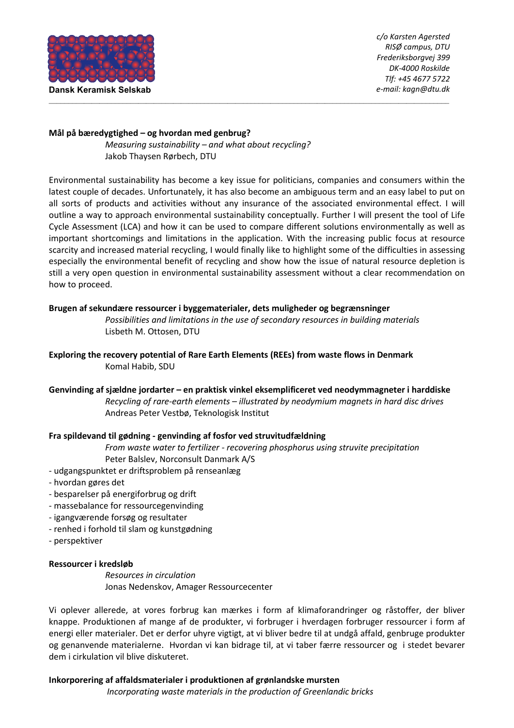Dansk Keramisk Selskab

*c/o Karsten Agersted*
*RISØ campus, DTU*
*Frederiksborgvej 399*
*DK-4000 Roskilde*
*Tlf: +45 4677 5722*
*e-mail: kagn@dtu.dk*

---

**Mål på bæredygtighed – og hvordan med genbrug?**

*Measuring sustainability – and what about recycling?*
Jakob Thaysen Rørbech, DTU

Environmental sustainability has become a key issue for politicians, companies and consumers within the latest couple of decades. Unfortunately, it has also become an ambiguous term and an easy label to put on all sorts of products and activities without any insurance of the associated environmental effect. I will outline a way to approach environmental sustainability conceptually. Further I will present the tool of Life Cycle Assessment (LCA) and how it can be used to compare different solutions environmentally as well as important shortcomings and limitations in the application. With the increasing public focus at resource scarcity and increased material recycling, I would finally like to highlight some of the difficulties in assessing especially the environmental benefit of recycling and show how the issue of natural resource depletion is still a very open question in environmental sustainability assessment without a clear recommendation on how to proceed.

**Brugen af sekundære ressourcer i byggematerialer, dets muligheder og begrænsninger**

*Possibilities and limitations in the use of secondary resources in building materials*
Lisbeth M. Ottosen, DTU

**Exploring the recovery potential of Rare Earth Elements (REEs) from waste flows in Denmark**

Komal Habib, SDU

**Genvinding af sjældne jordarter – en praktisk vinkel eksemplificeret ved neodymmagneter i harddiske**

*Recycling of rare-earth elements – illustrated by neodymium magnets in hard disc drives*
Andreas Peter Vestbø, Teknologisk Institut

**Fra spildevand til gødning - genvinding af fosfor ved struvitudfældning**

*From waste water to fertilizer - recovering phosphorus using struvite precipitation*
Peter Balslev, Norconsult Danmark A/S

- udgangspunktet er driftsproblem på renseanlæg
- hvordan gøres det
- besparelser på energiforbrug og drift
- massebalance for ressourcegenvinding
- igangværende forsøg og resultater
- renhed i forhold til slam og kunstgødning
- perspektiver

**Ressourcer i kredsløb**

*Resources in circulation*
Jonas Nedenskov, Amager Ressourcecenter

Vi oplever allerede, at vores forbrug kan mærkes i form af klimaforandringer og råstoffer, der bliver knappe. Produktionen af mange af de produkter, vi forbruger i hverdagen forbruger ressourcer i form af energi eller materialer. Det er derfor uhyre vigtigt, at vi bliver bedre til at undgå affald, genbruge produkter og genanvende materialerne. Hvordan vi kan bidrage til, at vi taber færre ressourcer og i stedet bevarer dem i cirkulation vil blive diskuteret.

**Inkorporering af affaldsmaterialer i produktionen af grønlandske mursten**

*Incorporating waste materials in the production of Greenlandic bricks*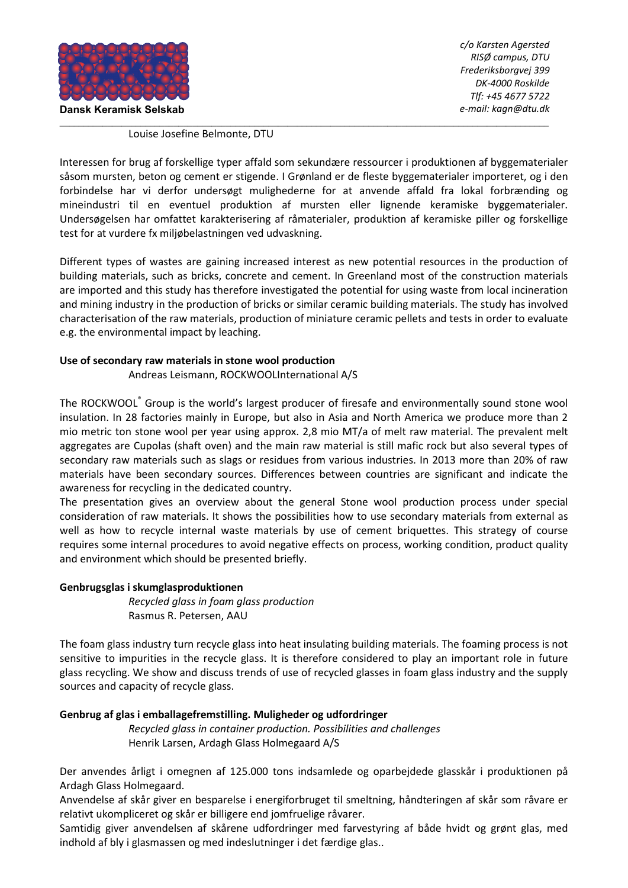Louise Josefine Belmonte, DTU

Interessen for brug af forskellige typer affald som sekundære ressourcer i produktionen af byggematerialer såsom mursten, beton og cement er stigende. I Grønland er de fleste byggematerialer importeret, og i den forbindelse har vi derfor undersøgt mulighederne for at anvende affald fra lokal forbrænding og mineindustri til en eventuel produktion af mursten eller lignende keramiske byggematerialer. Undersøgelsen har omfattet karakterisering af råmaterialer, produktion af keramiske piller og forskellige test for at vurdere fx miljøbelastningen ved udvaskning.

Different types of wastes are gaining increased interest as new potential resources in the production of building materials, such as bricks, concrete and cement. In Greenland most of the construction materials are imported and this study has therefore investigated the potential for using waste from local incineration and mining industry in the production of bricks or similar ceramic building materials. The study has involved characterisation of the raw materials, production of miniature ceramic pellets and tests in order to evaluate e.g. the environmental impact by leaching.

**Use of secondary raw materials in stone wool production**

Andreas Leismann, ROCKWOOLInternational A/S

The ROCKWOOL® Group is the world's largest producer of firesafe and environmentally sound stone wool insulation. In 28 factories mainly in Europe, but also in Asia and North America we produce more than 2 mio metric ton stone wool per year using approx. 2,8 mio MT/a of melt raw material. The prevalent melt aggregates are Cupolas (shaft oven) and the main raw material is still mafic rock but also several types of secondary raw materials such as slags or residues from various industries. In 2013 more than 20% of raw materials have been secondary sources. Differences between countries are significant and indicate the awareness for recycling in the dedicated country.
The presentation gives an overview about the general Stone wool production process under special consideration of raw materials. It shows the possibilities how to use secondary materials from external as well as how to recycle internal waste materials by use of cement briquettes. This strategy of course requires some internal procedures to avoid negative effects on process, working condition, product quality and environment which should be presented briefly.

**Genbrugsglas i skumglasproduktionen**

*Recycled glass in foam glass production*
Rasmus R. Petersen, AAU

The foam glass industry turn recycle glass into heat insulating building materials. The foaming process is not sensitive to impurities in the recycle glass. It is therefore considered to play an important role in future glass recycling. We show and discuss trends of use of recycled glasses in foam glass industry and the supply sources and capacity of recycle glass.

**Genbrug af glas i emballagefremstilling. Muligheder og udfordringer**

*Recycled glass in container production. Possibilities and challenges*
Henrik Larsen, Ardagh Glass Holmegaard A/S

Der anvendes årligt i omegnen af 125.000 tons indsamlede og oparbejdede glasskår i produktionen på Ardagh Glass Holmegaard.
Anvendelse af skår giver en besparelse i energiforbruget til smeltning, håndteringen af skår som råvare er relativt ukompliceret og skår er billigere end jomfruelige råvarer.
Samtidig giver anvendelsen af skårene udfordringer med farvestyring af både hvidt og grønt glas, med indhold af bly i glasmassen og med indeslutninger i det færdige glas..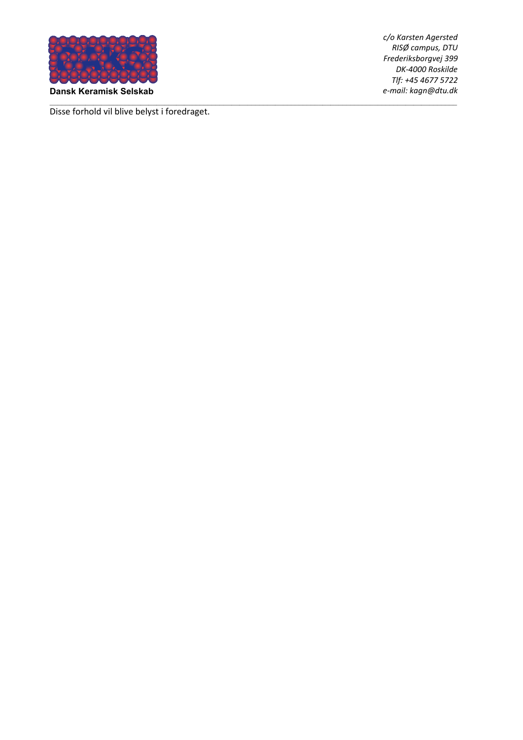Disse forhold vil blive belyst i foredraget.